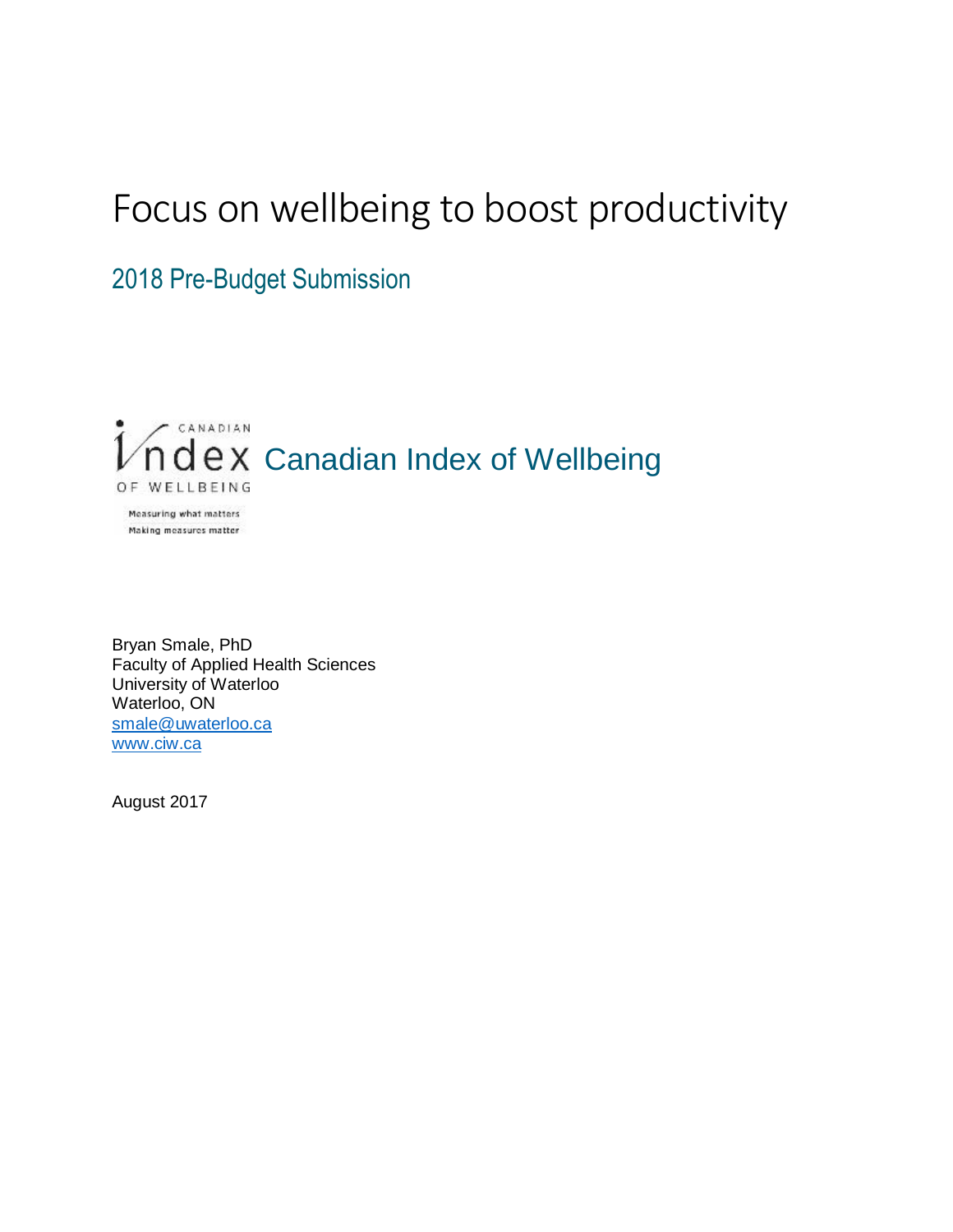# Focus on wellbeing to boost productivity

## 2018 Pre-Budget Submission

CANADIAN Index OF WELLBEING

Measuring what matters
Making measures matter

Canadian Index of Wellbeing

Bryan Smale, PhD
Faculty of Applied Health Sciences
University of Waterloo
Waterloo, ON
smale@uwaterloo.ca
www.ciw.ca

August 2017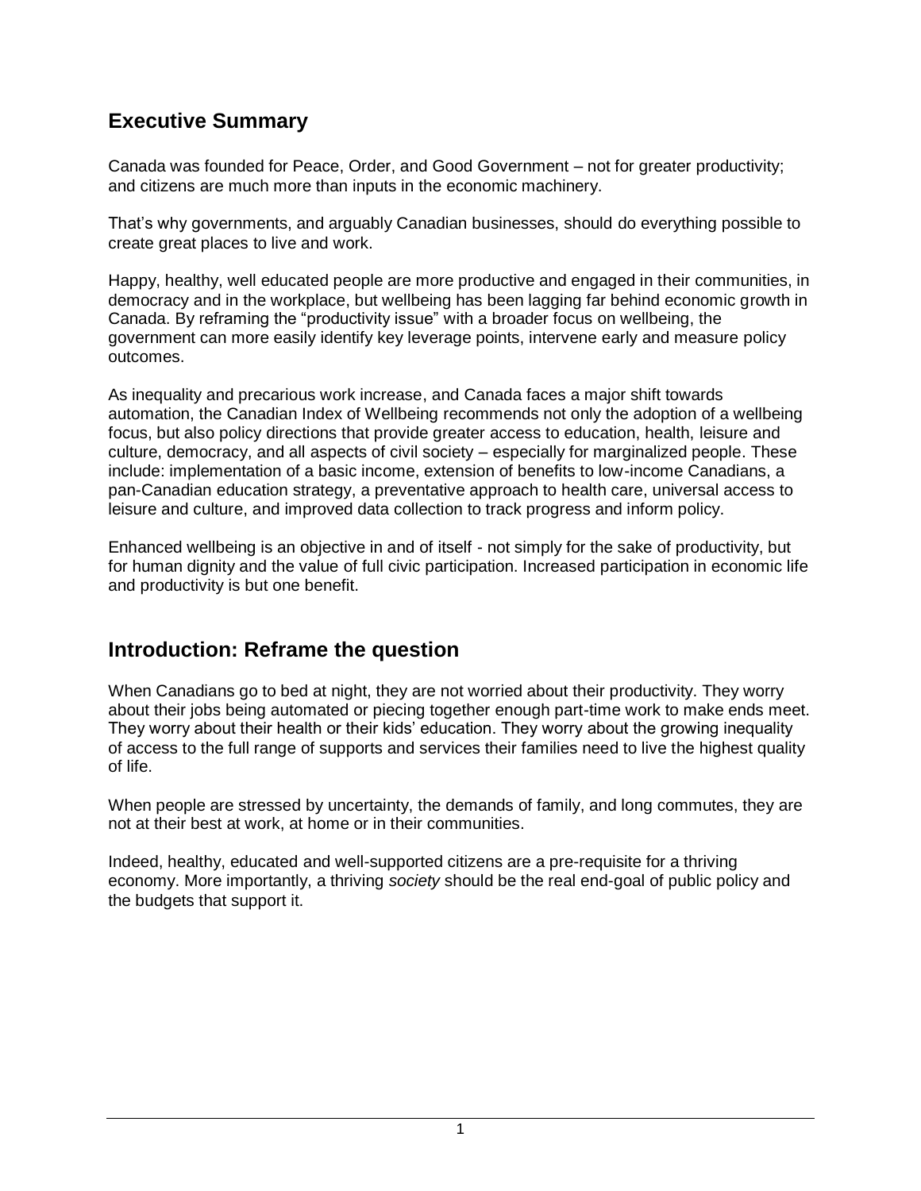## Executive Summary

Canada was founded for Peace, Order, and Good Government – not for greater productivity; and citizens are much more than inputs in the economic machinery.

That's why governments, and arguably Canadian businesses, should do everything possible to create great places to live and work.

Happy, healthy, well educated people are more productive and engaged in their communities, in democracy and in the workplace, but wellbeing has been lagging far behind economic growth in Canada. By reframing the "productivity issue" with a broader focus on wellbeing, the government can more easily identify key leverage points, intervene early and measure policy outcomes.

As inequality and precarious work increase, and Canada faces a major shift towards automation, the Canadian Index of Wellbeing recommends not only the adoption of a wellbeing focus, but also policy directions that provide greater access to education, health, leisure and culture, democracy, and all aspects of civil society – especially for marginalized people. These include: implementation of a basic income, extension of benefits to low-income Canadians, a pan-Canadian education strategy, a preventative approach to health care, universal access to leisure and culture, and improved data collection to track progress and inform policy.

Enhanced wellbeing is an objective in and of itself - not simply for the sake of productivity, but for human dignity and the value of full civic participation. Increased participation in economic life and productivity is but one benefit.

## Introduction: Reframe the question

When Canadians go to bed at night, they are not worried about their productivity. They worry about their jobs being automated or piecing together enough part-time work to make ends meet. They worry about their health or their kids' education. They worry about the growing inequality of access to the full range of supports and services their families need to live the highest quality of life.

When people are stressed by uncertainty, the demands of family, and long commutes, they are not at their best at work, at home or in their communities.

Indeed, healthy, educated and well-supported citizens are a pre-requisite for a thriving economy. More importantly, a thriving *society* should be the real end-goal of public policy and the budgets that support it.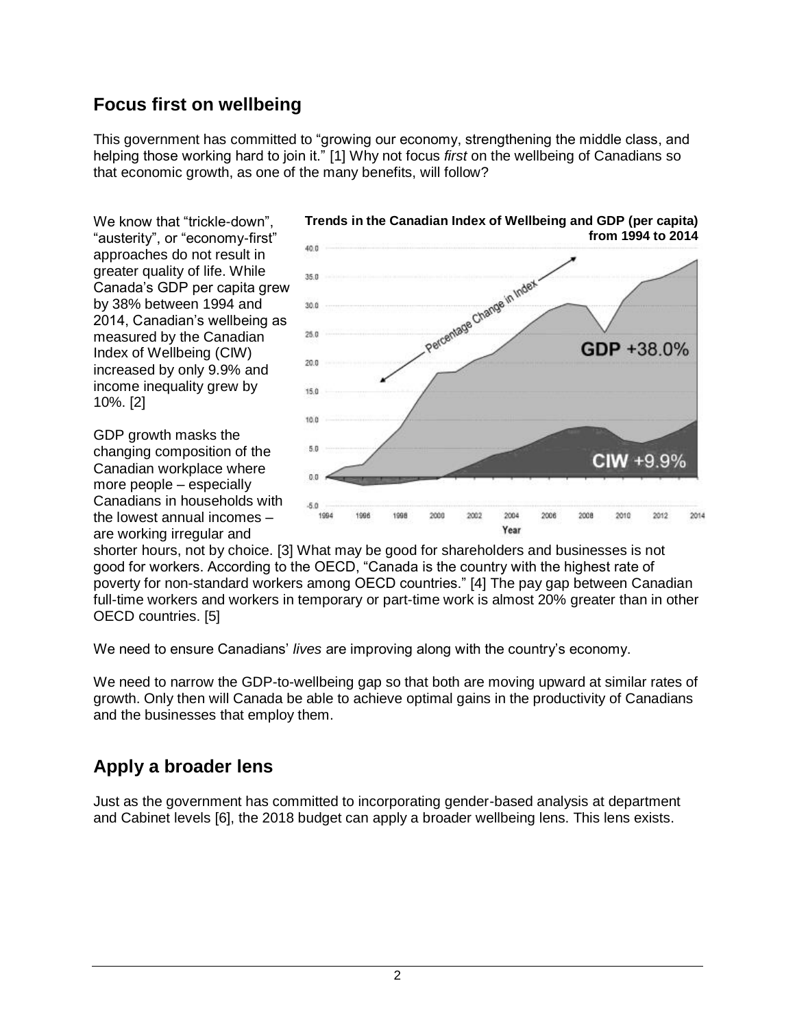## Focus first on wellbeing

This government has committed to "growing our economy, strengthening the middle class, and helping those working hard to join it." [1] Why not focus *first* on the wellbeing of Canadians so that economic growth, as one of the many benefits, will follow?

We know that "trickle-down", "austerity", or "economy-first" approaches do not result in greater quality of life. While Canada's GDP per capita grew by 38% between 1994 and 2014, Canadian's wellbeing as measured by the Canadian Index of Wellbeing (CIW) increased by only 9.9% and income inequality grew by 10%. [2]

**Trends in the Canadian Index of Wellbeing and GDP (per capita) from 1994 to 2014**

GDP growth masks the changing composition of the Canadian workplace where more people – especially Canadians in households with the lowest annual incomes – are working irregular and shorter hours, not by choice. [3] What may be good for shareholders and businesses is not good for workers. According to the OECD, "Canada is the country with the highest rate of poverty for non-standard workers among OECD countries." [4] The pay gap between Canadian full-time workers and workers in temporary or part-time work is almost 20% greater than in other OECD countries. [5]

We need to ensure Canadians' *lives* are improving along with the country's economy.

We need to narrow the GDP-to-wellbeing gap so that both are moving upward at similar rates of growth. Only then will Canada be able to achieve optimal gains in the productivity of Canadians and the businesses that employ them.

## Apply a broader lens

Just as the government has committed to incorporating gender-based analysis at department and Cabinet levels [6], the 2018 budget can apply a broader wellbeing lens. This lens exists.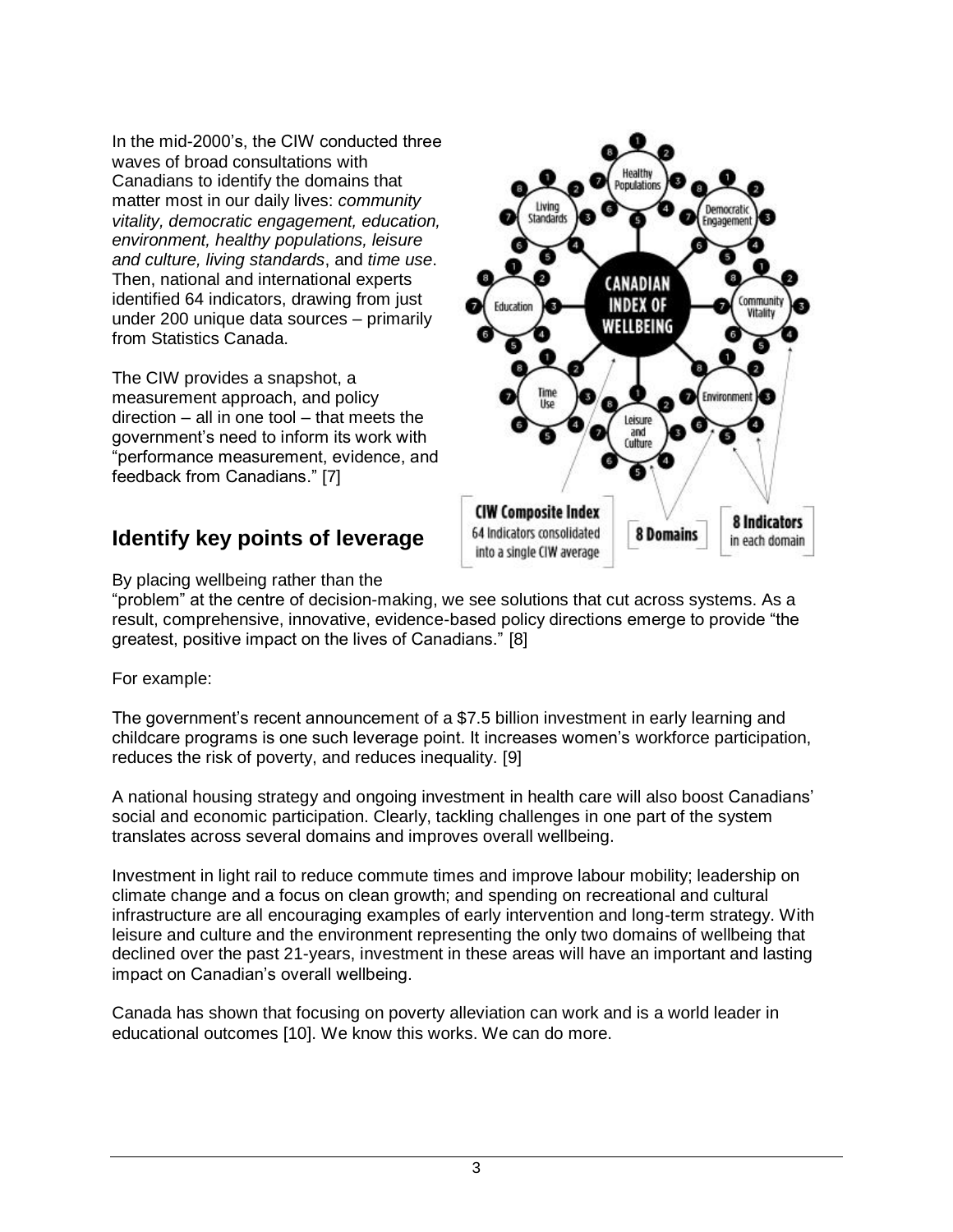In the mid-2000's, the CIW conducted three waves of broad consultations with Canadians to identify the domains that matter most in our daily lives: *community vitality, democratic engagement, education, environment, healthy populations, leisure and culture, living standards*, and *time use*. Then, national and international experts identified 64 indicators, drawing from just under 200 unique data sources – primarily from Statistics Canada.

The CIW provides a snapshot, a measurement approach, and policy direction – all in one tool – that meets the government's need to inform its work with "performance measurement, evidence, and feedback from Canadians." [7]

## Identify key points of leverage

By placing wellbeing rather than the "problem" at the centre of decision-making, we see solutions that cut across systems. As a result, comprehensive, innovative, evidence-based policy directions emerge to provide "the greatest, positive impact on the lives of Canadians." [8]

For example:

The government's recent announcement of a $7.5 billion investment in early learning and childcare programs is one such leverage point. It increases women's workforce participation, reduces the risk of poverty, and reduces inequality. [9]

A national housing strategy and ongoing investment in health care will also boost Canadians' social and economic participation. Clearly, tackling challenges in one part of the system translates across several domains and improves overall wellbeing.

Investment in light rail to reduce commute times and improve labour mobility; leadership on climate change and a focus on clean growth; and spending on recreational and cultural infrastructure are all encouraging examples of early intervention and long-term strategy. With leisure and culture and the environment representing the only two domains of wellbeing that declined over the past 21-years, investment in these areas will have an important and lasting impact on Canadian's overall wellbeing.

Canada has shown that focusing on poverty alleviation can work and is a world leader in educational outcomes [10]. We know this works. We can do more.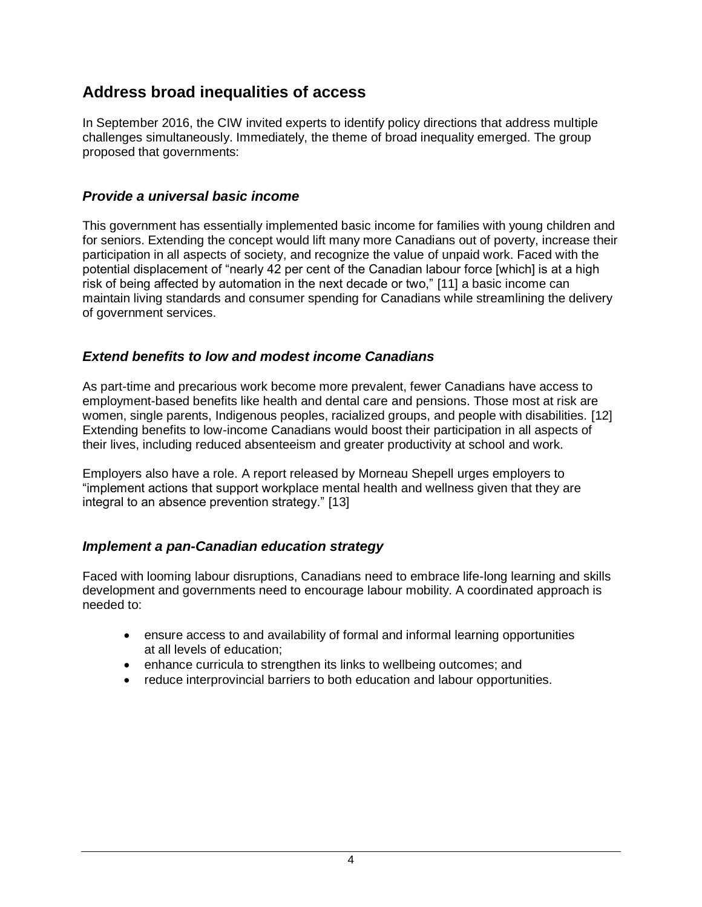## Address broad inequalities of access

In September 2016, the CIW invited experts to identify policy directions that address multiple challenges simultaneously. Immediately, the theme of broad inequality emerged. The group proposed that governments:

### *Provide a universal basic income*

This government has essentially implemented basic income for families with young children and for seniors. Extending the concept would lift many more Canadians out of poverty, increase their participation in all aspects of society, and recognize the value of unpaid work. Faced with the potential displacement of "nearly 42 per cent of the Canadian labour force [which] is at a high risk of being affected by automation in the next decade or two," [11] a basic income can maintain living standards and consumer spending for Canadians while streamlining the delivery of government services.

### *Extend benefits to low and modest income Canadians*

As part-time and precarious work become more prevalent, fewer Canadians have access to employment-based benefits like health and dental care and pensions. Those most at risk are women, single parents, Indigenous peoples, racialized groups, and people with disabilities. [12] Extending benefits to low-income Canadians would boost their participation in all aspects of their lives, including reduced absenteeism and greater productivity at school and work.

Employers also have a role. A report released by Morneau Shepell urges employers to "implement actions that support workplace mental health and wellness given that they are integral to an absence prevention strategy." [13]

### *Implement a pan-Canadian education strategy*

Faced with looming labour disruptions, Canadians need to embrace life-long learning and skills development and governments need to encourage labour mobility. A coordinated approach is needed to:

- ensure access to and availability of formal and informal learning opportunities at all levels of education;
- enhance curricula to strengthen its links to wellbeing outcomes; and
- reduce interprovincial barriers to both education and labour opportunities.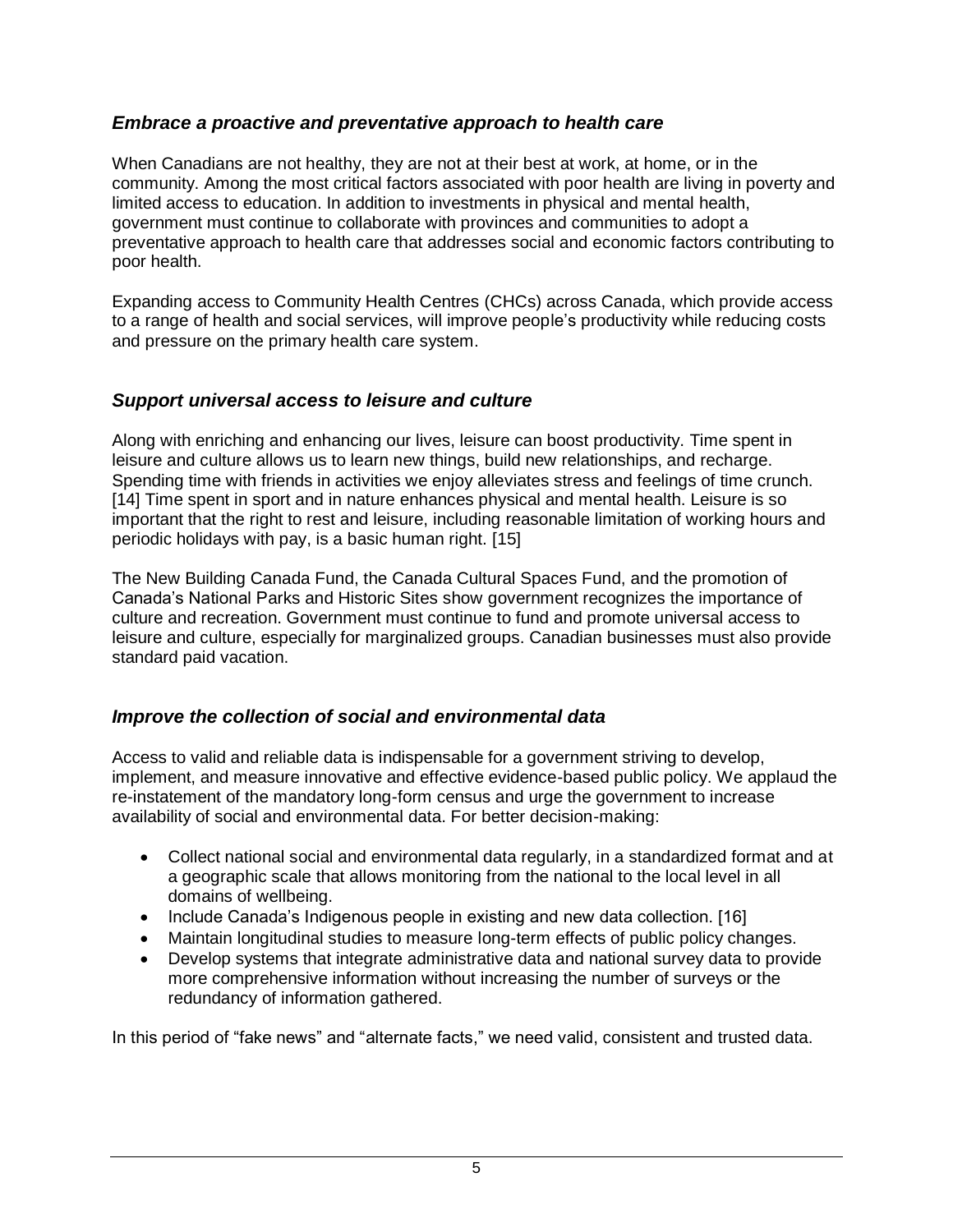### *Embrace a proactive and preventative approach to health care*

When Canadians are not healthy, they are not at their best at work, at home, or in the community. Among the most critical factors associated with poor health are living in poverty and limited access to education. In addition to investments in physical and mental health, government must continue to collaborate with provinces and communities to adopt a preventative approach to health care that addresses social and economic factors contributing to poor health.

Expanding access to Community Health Centres (CHCs) across Canada, which provide access to a range of health and social services, will improve people's productivity while reducing costs and pressure on the primary health care system.

### *Support universal access to leisure and culture*

Along with enriching and enhancing our lives, leisure can boost productivity. Time spent in leisure and culture allows us to learn new things, build new relationships, and recharge. Spending time with friends in activities we enjoy alleviates stress and feelings of time crunch. [14] Time spent in sport and in nature enhances physical and mental health. Leisure is so important that the right to rest and leisure, including reasonable limitation of working hours and periodic holidays with pay, is a basic human right. [15]

The New Building Canada Fund, the Canada Cultural Spaces Fund, and the promotion of Canada's National Parks and Historic Sites show government recognizes the importance of culture and recreation. Government must continue to fund and promote universal access to leisure and culture, especially for marginalized groups. Canadian businesses must also provide standard paid vacation.

### *Improve the collection of social and environmental data*

Access to valid and reliable data is indispensable for a government striving to develop, implement, and measure innovative and effective evidence-based public policy. We applaud the re-instatement of the mandatory long-form census and urge the government to increase availability of social and environmental data. For better decision-making:

- Collect national social and environmental data regularly, in a standardized format and at a geographic scale that allows monitoring from the national to the local level in all domains of wellbeing.
- Include Canada's Indigenous people in existing and new data collection. [16]
- Maintain longitudinal studies to measure long-term effects of public policy changes.
- Develop systems that integrate administrative data and national survey data to provide more comprehensive information without increasing the number of surveys or the redundancy of information gathered.

In this period of "fake news" and "alternate facts," we need valid, consistent and trusted data.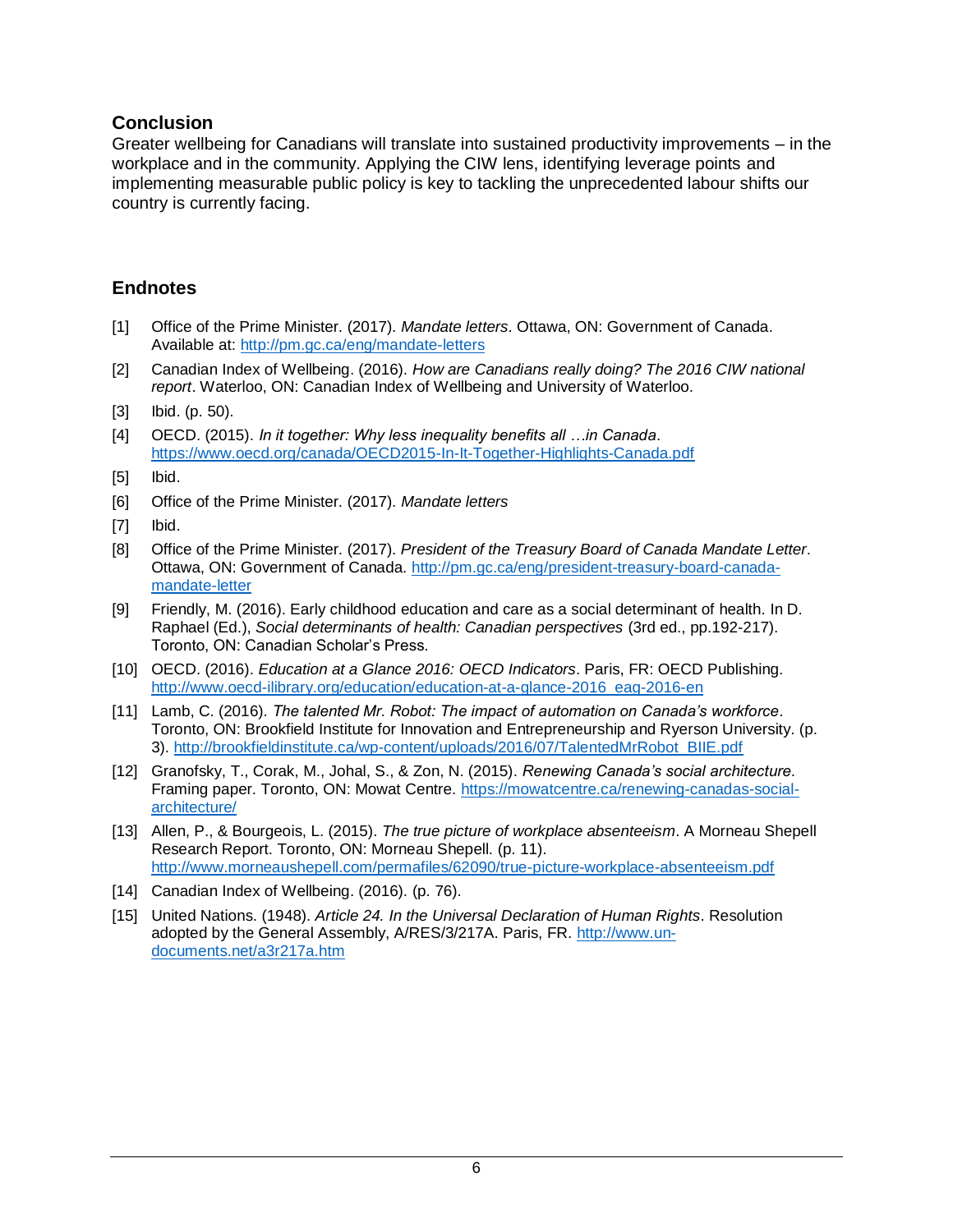## Conclusion

Greater wellbeing for Canadians will translate into sustained productivity improvements – in the workplace and in the community. Applying the CIW lens, identifying leverage points and implementing measurable public policy is key to tackling the unprecedented labour shifts our country is currently facing.

## Endnotes

[1] Office of the Prime Minister. (2017). *Mandate letters*. Ottawa, ON: Government of Canada. Available at: http://pm.gc.ca/eng/mandate-letters

[2] Canadian Index of Wellbeing. (2016). *How are Canadians really doing? The 2016 CIW national report*. Waterloo, ON: Canadian Index of Wellbeing and University of Waterloo.

[3] Ibid. (p. 50).

[4] OECD. (2015). *In it together: Why less inequality benefits all …in Canada*. https://www.oecd.org/canada/OECD2015-In-It-Together-Highlights-Canada.pdf

[5] Ibid.

[6] Office of the Prime Minister. (2017). *Mandate letters*

[7] Ibid.

[8] Office of the Prime Minister. (2017). *President of the Treasury Board of Canada Mandate Letter*. Ottawa, ON: Government of Canada. http://pm.gc.ca/eng/president-treasury-board-canada-mandate-letter

[9] Friendly, M. (2016). Early childhood education and care as a social determinant of health. In D. Raphael (Ed.), *Social determinants of health: Canadian perspectives* (3rd ed., pp.192-217). Toronto, ON: Canadian Scholar's Press.

[10] OECD. (2016). *Education at a Glance 2016: OECD Indicators*. Paris, FR: OECD Publishing. http://www.oecd-ilibrary.org/education/education-at-a-glance-2016_eag-2016-en

[11] Lamb, C. (2016). *The talented Mr. Robot: The impact of automation on Canada's workforce*. Toronto, ON: Brookfield Institute for Innovation and Entrepreneurship and Ryerson University. (p. 3). http://brookfieldinstitute.ca/wp-content/uploads/2016/07/TalentedMrRobot_BIIE.pdf

[12] Granofsky, T., Corak, M., Johal, S., & Zon, N. (2015). *Renewing Canada's social architecture.* Framing paper. Toronto, ON: Mowat Centre. https://mowatcentre.ca/renewing-canadas-social-architecture/

[13] Allen, P., & Bourgeois, L. (2015). *The true picture of workplace absenteeism*. A Morneau Shepell Research Report. Toronto, ON: Morneau Shepell. (p. 11). http://www.morneaushepell.com/permafiles/62090/true-picture-workplace-absenteeism.pdf

[14] Canadian Index of Wellbeing. (2016). (p. 76).

[15] United Nations. (1948). *Article 24. In the Universal Declaration of Human Rights*. Resolution adopted by the General Assembly, A/RES/3/217A. Paris, FR. http://www.un-documents.net/a3r217a.htm